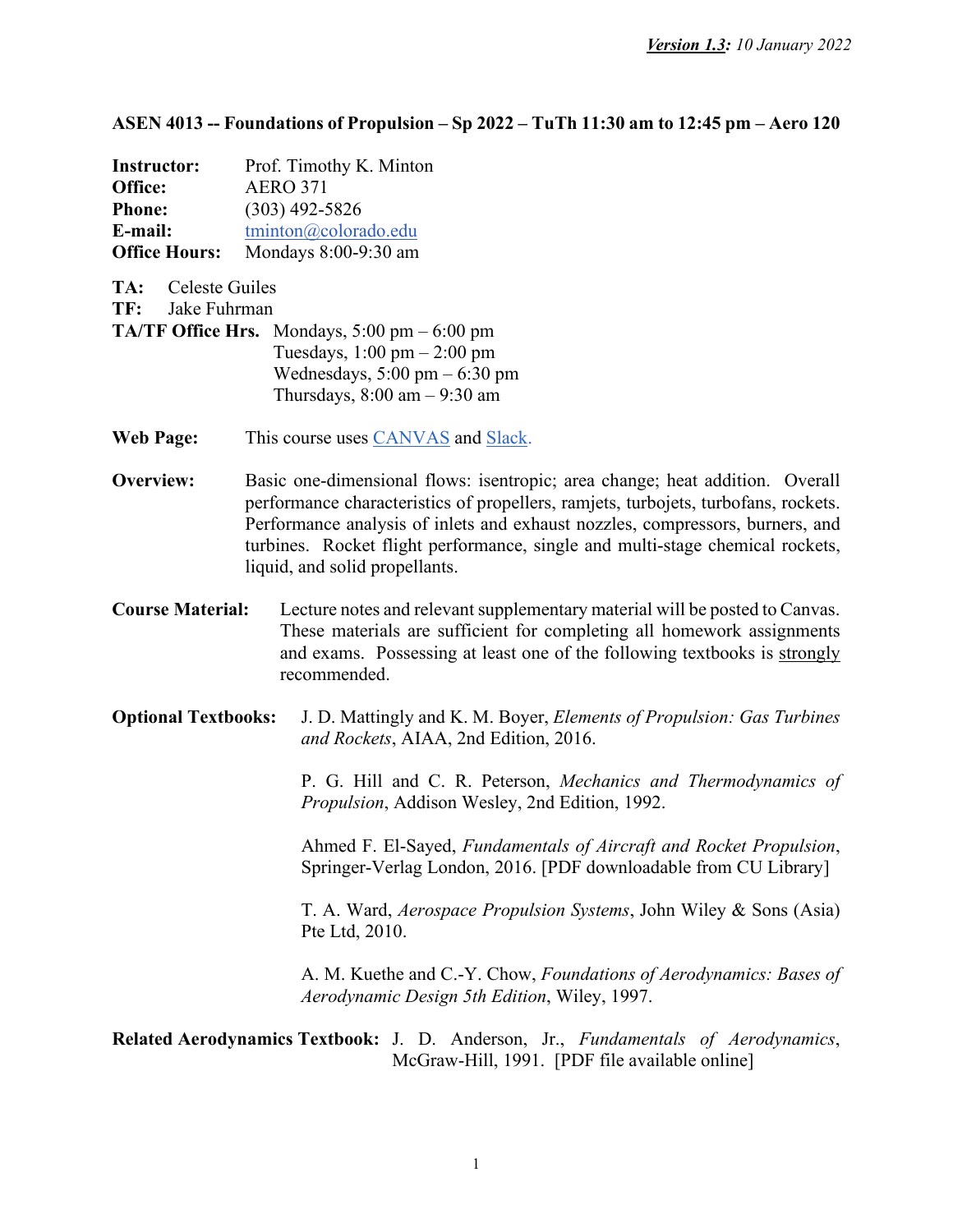***Version 1.3:*** *10 January 2022*

**ASEN 4013 -- Foundations of Propulsion – Sp 2022 – TuTh 11:30 am to 12:45 pm – Aero 120**

**Instructor:** Prof. Timothy K. Minton
**Office:** AERO 371
**Phone:** (303) 492-5826
**E-mail:** tminton@colorado.edu
**Office Hours:** Mondays 8:00-9:30 am

**TA:** Celeste Guiles
**TF:** Jake Fuhrman
**TA/TF Office Hrs.** Mondays, 5:00 pm – 6:00 pm
Tuesdays, 1:00 pm – 2:00 pm
Wednesdays, 5:00 pm – 6:30 pm
Thursdays, 8:00 am – 9:30 am

**Web Page:** This course uses CANVAS and Slack.

**Overview:** Basic one-dimensional flows: isentropic; area change; heat addition. Overall performance characteristics of propellers, ramjets, turbojets, turbofans, rockets. Performance analysis of inlets and exhaust nozzles, compressors, burners, and turbines. Rocket flight performance, single and multi-stage chemical rockets, liquid, and solid propellants.

**Course Material:** Lecture notes and relevant supplementary material will be posted to Canvas. These materials are sufficient for completing all homework assignments and exams. Possessing at least one of the following textbooks is <u>strongly</u> recommended.

**Optional Textbooks:**

J. D. Mattingly and K. M. Boyer, *Elements of Propulsion: Gas Turbines and Rockets*, AIAA, 2nd Edition, 2016.

P. G. Hill and C. R. Peterson, *Mechanics and Thermodynamics of Propulsion*, Addison Wesley, 2nd Edition, 1992.

Ahmed F. El-Sayed, *Fundamentals of Aircraft and Rocket Propulsion*, Springer-Verlag London, 2016. [PDF downloadable from CU Library]

T. A. Ward, *Aerospace Propulsion Systems*, John Wiley & Sons (Asia) Pte Ltd, 2010.

A. M. Kuethe and C.-Y. Chow, *Foundations of Aerodynamics: Bases of Aerodynamic Design 5th Edition*, Wiley, 1997.

**Related Aerodynamics Textbook:** J. D. Anderson, Jr., *Fundamentals of Aerodynamics*, McGraw-Hill, 1991. [PDF file available online]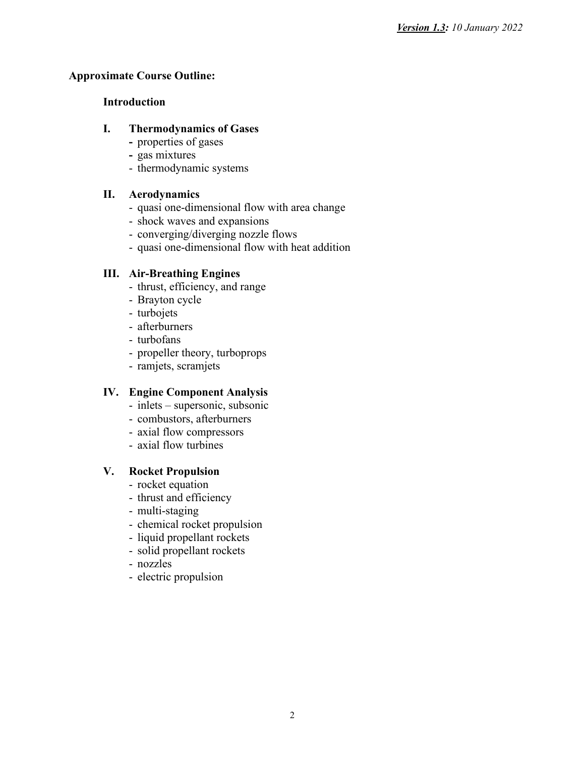***Version 1.3**: 10 January 2022*

## Approximate Course Outline:

### Introduction

### I. Thermodynamics of Gases

- properties of gases
- gas mixtures
- thermodynamic systems

### II. Aerodynamics

- quasi one-dimensional flow with area change
- shock waves and expansions
- converging/diverging nozzle flows
- quasi one-dimensional flow with heat addition

### III. Air-Breathing Engines

- thrust, efficiency, and range
- Brayton cycle
- turbojets
- afterburners
- turbofans
- propeller theory, turboprops
- ramjets, scramjets

### IV. Engine Component Analysis

- inlets – supersonic, subsonic
- combustors, afterburners
- axial flow compressors
- axial flow turbines

### V. Rocket Propulsion

- rocket equation
- thrust and efficiency
- multi-staging
- chemical rocket propulsion
- liquid propellant rockets
- solid propellant rockets
- nozzles
- electric propulsion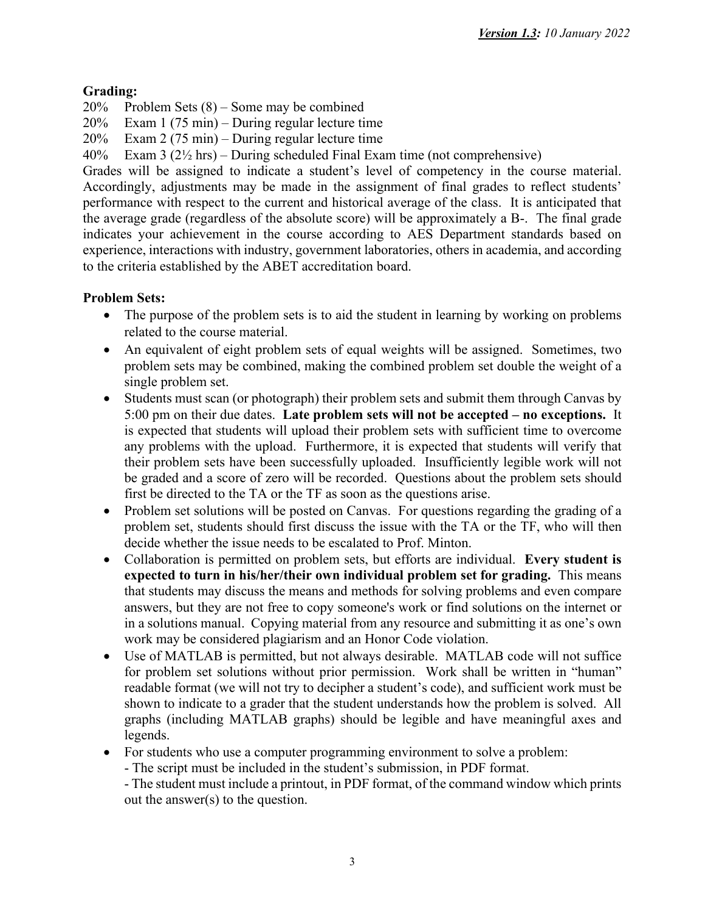***Version 1.3:*** *10 January 2022*

**Grading:**

20% Problem Sets (8) – Some may be combined
20% Exam 1 (75 min) – During regular lecture time
20% Exam 2 (75 min) – During regular lecture time
40% Exam 3 (2½ hrs) – During scheduled Final Exam time (not comprehensive)

Grades will be assigned to indicate a student's level of competency in the course material. Accordingly, adjustments may be made in the assignment of final grades to reflect students' performance with respect to the current and historical average of the class. It is anticipated that the average grade (regardless of the absolute score) will be approximately a B-. The final grade indicates your achievement in the course according to AES Department standards based on experience, interactions with industry, government laboratories, others in academia, and according to the criteria established by the ABET accreditation board.

**Problem Sets:**

- The purpose of the problem sets is to aid the student in learning by working on problems related to the course material.
- An equivalent of eight problem sets of equal weights will be assigned. Sometimes, two problem sets may be combined, making the combined problem set double the weight of a single problem set.
- Students must scan (or photograph) their problem sets and submit them through Canvas by 5:00 pm on their due dates. **Late problem sets will not be accepted – no exceptions.** It is expected that students will upload their problem sets with sufficient time to overcome any problems with the upload. Furthermore, it is expected that students will verify that their problem sets have been successfully uploaded. Insufficiently legible work will not be graded and a score of zero will be recorded. Questions about the problem sets should first be directed to the TA or the TF as soon as the questions arise.
- Problem set solutions will be posted on Canvas. For questions regarding the grading of a problem set, students should first discuss the issue with the TA or the TF, who will then decide whether the issue needs to be escalated to Prof. Minton.
- Collaboration is permitted on problem sets, but efforts are individual. **Every student is expected to turn in his/her/their own individual problem set for grading.** This means that students may discuss the means and methods for solving problems and even compare answers, but they are not free to copy someone's work or find solutions on the internet or in a solutions manual. Copying material from any resource and submitting it as one's own work may be considered plagiarism and an Honor Code violation.
- Use of MATLAB is permitted, but not always desirable. MATLAB code will not suffice for problem set solutions without prior permission. Work shall be written in "human" readable format (we will not try to decipher a student's code), and sufficient work must be shown to indicate to a grader that the student understands how the problem is solved. All graphs (including MATLAB graphs) should be legible and have meaningful axes and legends.
- For students who use a computer programming environment to solve a problem:
  - The script must be included in the student's submission, in PDF format.
  - The student must include a printout, in PDF format, of the command window which prints out the answer(s) to the question.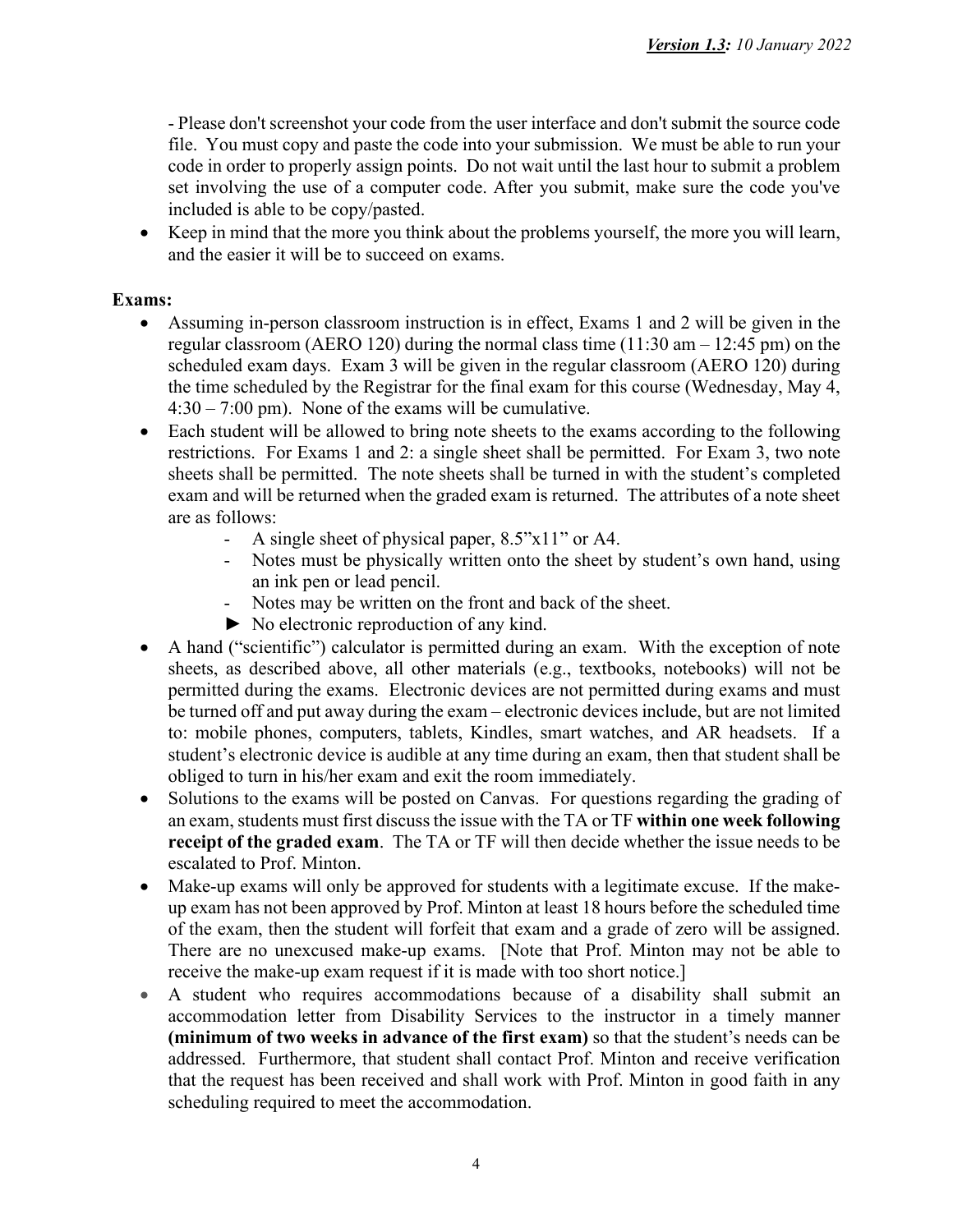- Please don't screenshot your code from the user interface and don't submit the source code file. You must copy and paste the code into your submission. We must be able to run your code in order to properly assign points. Do not wait until the last hour to submit a problem set involving the use of a computer code. After you submit, make sure the code you've included is able to be copy/pasted.

- Keep in mind that the more you think about the problems yourself, the more you will learn, and the easier it will be to succeed on exams.

**Exams:**

- Assuming in-person classroom instruction is in effect, Exams 1 and 2 will be given in the regular classroom (AERO 120) during the normal class time (11:30 am – 12:45 pm) on the scheduled exam days. Exam 3 will be given in the regular classroom (AERO 120) during the time scheduled by the Registrar for the final exam for this course (Wednesday, May 4, 4:30 – 7:00 pm). None of the exams will be cumulative.
- Each student will be allowed to bring note sheets to the exams according to the following restrictions. For Exams 1 and 2: a single sheet shall be permitted. For Exam 3, two note sheets shall be permitted. The note sheets shall be turned in with the student's completed exam and will be returned when the graded exam is returned. The attributes of a note sheet are as follows:
  - A single sheet of physical paper, 8.5"x11" or A4.
  - Notes must be physically written onto the sheet by student's own hand, using an ink pen or lead pencil.
  - Notes may be written on the front and back of the sheet.
  - ► No electronic reproduction of any kind.
- A hand ("scientific") calculator is permitted during an exam. With the exception of note sheets, as described above, all other materials (e.g., textbooks, notebooks) will not be permitted during the exams. Electronic devices are not permitted during exams and must be turned off and put away during the exam – electronic devices include, but are not limited to: mobile phones, computers, tablets, Kindles, smart watches, and AR headsets. If a student's electronic device is audible at any time during an exam, then that student shall be obliged to turn in his/her exam and exit the room immediately.
- Solutions to the exams will be posted on Canvas. For questions regarding the grading of an exam, students must first discuss the issue with the TA or TF **within one week following receipt of the graded exam**. The TA or TF will then decide whether the issue needs to be escalated to Prof. Minton.
- Make-up exams will only be approved for students with a legitimate excuse. If the make-up exam has not been approved by Prof. Minton at least 18 hours before the scheduled time of the exam, then the student will forfeit that exam and a grade of zero will be assigned. There are no unexcused make-up exams. [Note that Prof. Minton may not be able to receive the make-up exam request if it is made with too short notice.]
- A student who requires accommodations because of a disability shall submit an accommodation letter from Disability Services to the instructor in a timely manner **(minimum of two weeks in advance of the first exam)** so that the student's needs can be addressed. Furthermore, that student shall contact Prof. Minton and receive verification that the request has been received and shall work with Prof. Minton in good faith in any scheduling required to meet the accommodation.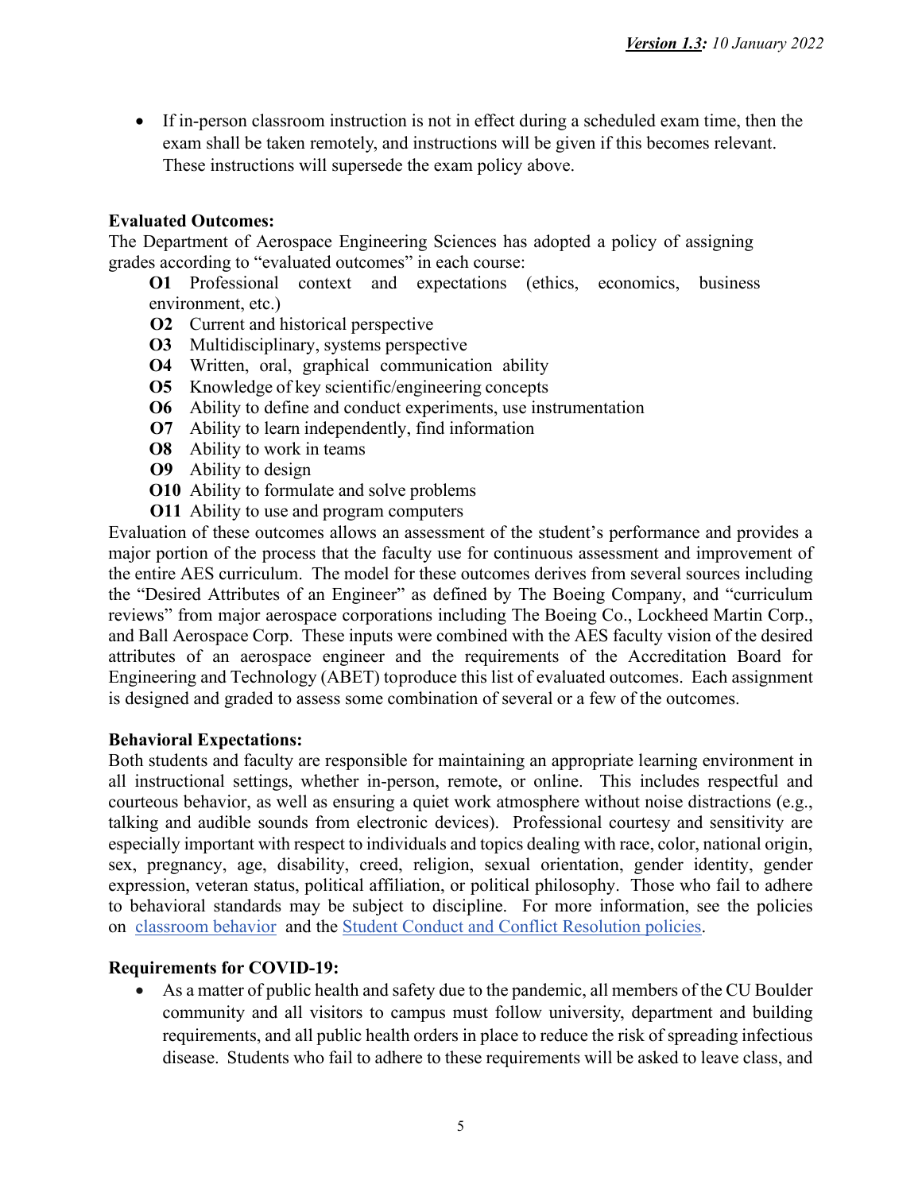- If in-person classroom instruction is not in effect during a scheduled exam time, then the exam shall be taken remotely, and instructions will be given if this becomes relevant. These instructions will supersede the exam policy above.

**Evaluated Outcomes:**
The Department of Aerospace Engineering Sciences has adopted a policy of assigning grades according to "evaluated outcomes" in each course:

- **O1** Professional context and expectations (ethics, economics, business environment, etc.)
- **O2** Current and historical perspective
- **O3** Multidisciplinary, systems perspective
- **O4** Written, oral, graphical communication ability
- **O5** Knowledge of key scientific/engineering concepts
- **O6** Ability to define and conduct experiments, use instrumentation
- **O7** Ability to learn independently, find information
- **O8** Ability to work in teams
- **O9** Ability to design
- **O10** Ability to formulate and solve problems
- **O11** Ability to use and program computers

Evaluation of these outcomes allows an assessment of the student's performance and provides a major portion of the process that the faculty use for continuous assessment and improvement of the entire AES curriculum. The model for these outcomes derives from several sources including the "Desired Attributes of an Engineer" as defined by The Boeing Company, and "curriculum reviews" from major aerospace corporations including The Boeing Co., Lockheed Martin Corp., and Ball Aerospace Corp. These inputs were combined with the AES faculty vision of the desired attributes of an aerospace engineer and the requirements of the Accreditation Board for Engineering and Technology (ABET) toproduce this list of evaluated outcomes. Each assignment is designed and graded to assess some combination of several or a few of the outcomes.

**Behavioral Expectations:**
Both students and faculty are responsible for maintaining an appropriate learning environment in all instructional settings, whether in-person, remote, or online. This includes respectful and courteous behavior, as well as ensuring a quiet work atmosphere without noise distractions (e.g., talking and audible sounds from electronic devices). Professional courtesy and sensitivity are especially important with respect to individuals and topics dealing with race, color, national origin, sex, pregnancy, age, disability, creed, religion, sexual orientation, gender identity, gender expression, veteran status, political affiliation, or political philosophy. Those who fail to adhere to behavioral standards may be subject to discipline. For more information, see the policies on classroom behavior and the Student Conduct and Conflict Resolution policies.

**Requirements for COVID-19:**

- As a matter of public health and safety due to the pandemic, all members of the CU Boulder community and all visitors to campus must follow university, department and building requirements, and all public health orders in place to reduce the risk of spreading infectious disease. Students who fail to adhere to these requirements will be asked to leave class, and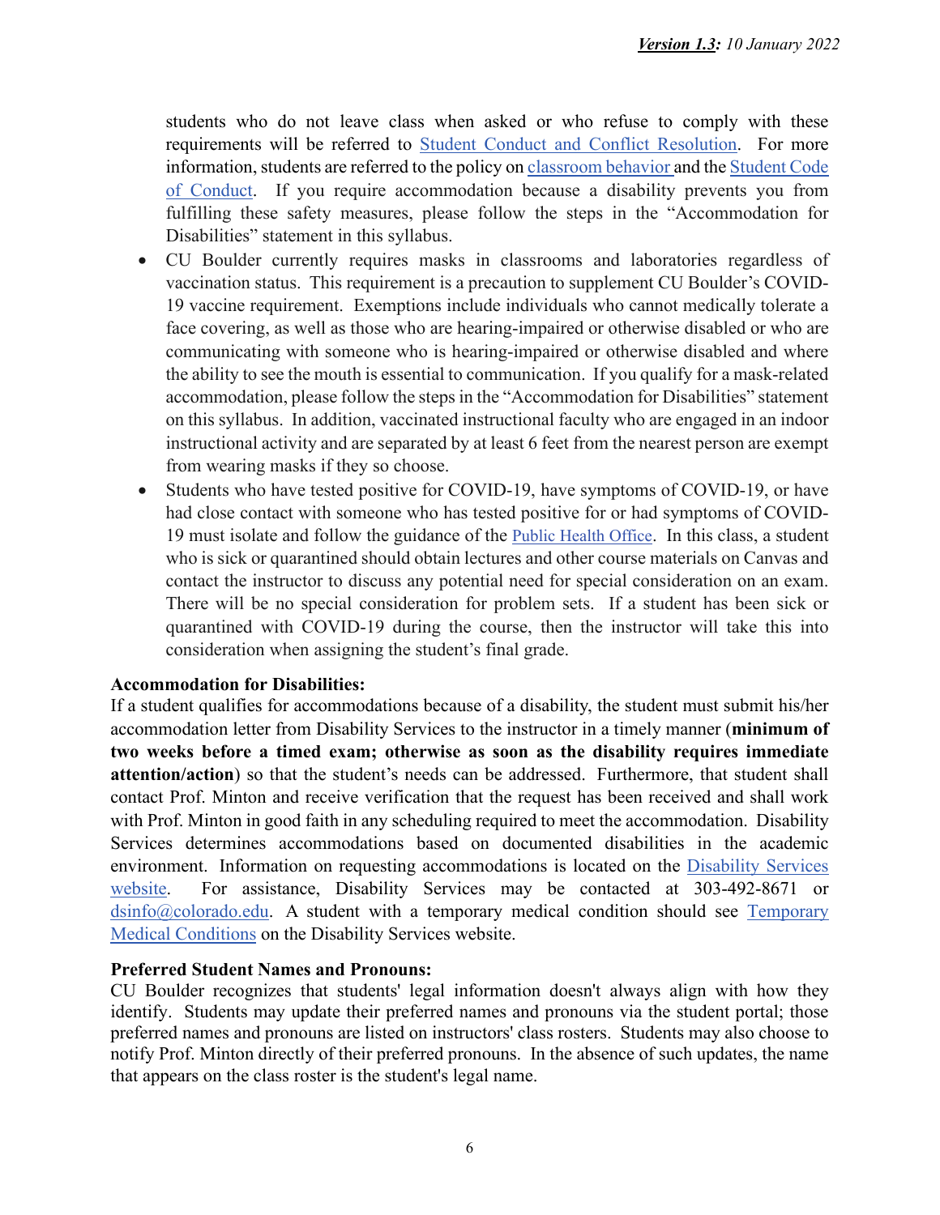students who do not leave class when asked or who refuse to comply with these requirements will be referred to Student Conduct and Conflict Resolution. For more information, students are referred to the policy on classroom behavior and the Student Code of Conduct. If you require accommodation because a disability prevents you from fulfilling these safety measures, please follow the steps in the "Accommodation for Disabilities" statement in this syllabus.

- CU Boulder currently requires masks in classrooms and laboratories regardless of vaccination status. This requirement is a precaution to supplement CU Boulder's COVID-19 vaccine requirement. Exemptions include individuals who cannot medically tolerate a face covering, as well as those who are hearing-impaired or otherwise disabled or who are communicating with someone who is hearing-impaired or otherwise disabled and where the ability to see the mouth is essential to communication. If you qualify for a mask-related accommodation, please follow the steps in the "Accommodation for Disabilities" statement on this syllabus. In addition, vaccinated instructional faculty who are engaged in an indoor instructional activity and are separated by at least 6 feet from the nearest person are exempt from wearing masks if they so choose.
- Students who have tested positive for COVID-19, have symptoms of COVID-19, or have had close contact with someone who has tested positive for or had symptoms of COVID-19 must isolate and follow the guidance of the Public Health Office. In this class, a student who is sick or quarantined should obtain lectures and other course materials on Canvas and contact the instructor to discuss any potential need for special consideration on an exam. There will be no special consideration for problem sets. If a student has been sick or quarantined with COVID-19 during the course, then the instructor will take this into consideration when assigning the student's final grade.

**Accommodation for Disabilities:**
If a student qualifies for accommodations because of a disability, the student must submit his/her accommodation letter from Disability Services to the instructor in a timely manner (**minimum of two weeks before a timed exam; otherwise as soon as the disability requires immediate attention/action**) so that the student's needs can be addressed. Furthermore, that student shall contact Prof. Minton and receive verification that the request has been received and shall work with Prof. Minton in good faith in any scheduling required to meet the accommodation. Disability Services determines accommodations based on documented disabilities in the academic environment. Information on requesting accommodations is located on the Disability Services website. For assistance, Disability Services may be contacted at 303-492-8671 or dsinfo@colorado.edu. A student with a temporary medical condition should see Temporary Medical Conditions on the Disability Services website.

**Preferred Student Names and Pronouns:**
CU Boulder recognizes that students' legal information doesn't always align with how they identify. Students may update their preferred names and pronouns via the student portal; those preferred names and pronouns are listed on instructors' class rosters. Students may also choose to notify Prof. Minton directly of their preferred pronouns. In the absence of such updates, the name that appears on the class roster is the student's legal name.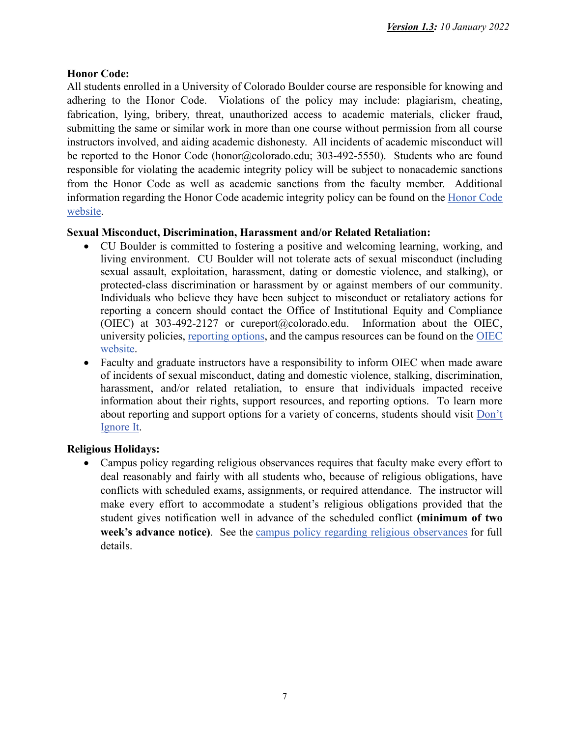**Honor Code:**
All students enrolled in a University of Colorado Boulder course are responsible for knowing and adhering to the Honor Code. Violations of the policy may include: plagiarism, cheating, fabrication, lying, bribery, threat, unauthorized access to academic materials, clicker fraud, submitting the same or similar work in more than one course without permission from all course instructors involved, and aiding academic dishonesty. All incidents of academic misconduct will be reported to the Honor Code (honor@colorado.edu; 303-492-5550). Students who are found responsible for violating the academic integrity policy will be subject to nonacademic sanctions from the Honor Code as well as academic sanctions from the faculty member. Additional information regarding the Honor Code academic integrity policy can be found on the Honor Code website.

**Sexual Misconduct, Discrimination, Harassment and/or Related Retaliation:**

- CU Boulder is committed to fostering a positive and welcoming learning, working, and living environment. CU Boulder will not tolerate acts of sexual misconduct (including sexual assault, exploitation, harassment, dating or domestic violence, and stalking), or protected-class discrimination or harassment by or against members of our community. Individuals who believe they have been subject to misconduct or retaliatory actions for reporting a concern should contact the Office of Institutional Equity and Compliance (OIEC) at 303-492-2127 or cureport@colorado.edu. Information about the OIEC, university policies, reporting options, and the campus resources can be found on the OIEC website.
- Faculty and graduate instructors have a responsibility to inform OIEC when made aware of incidents of sexual misconduct, dating and domestic violence, stalking, discrimination, harassment, and/or related retaliation, to ensure that individuals impacted receive information about their rights, support resources, and reporting options. To learn more about reporting and support options for a variety of concerns, students should visit Don't Ignore It.

**Religious Holidays:**

- Campus policy regarding religious observances requires that faculty make every effort to deal reasonably and fairly with all students who, because of religious obligations, have conflicts with scheduled exams, assignments, or required attendance. The instructor will make every effort to accommodate a student's religious obligations provided that the student gives notification well in advance of the scheduled conflict **(minimum of two week's advance notice)**. See the campus policy regarding religious observances for full details.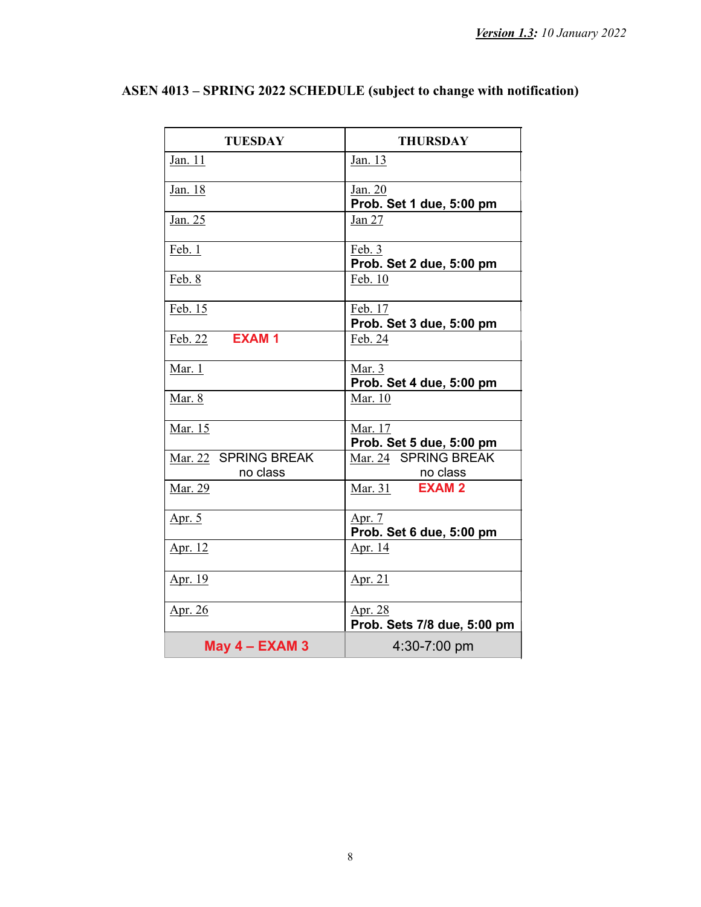*Version 1.3: 10 January 2022*

**ASEN 4013 – SPRING 2022 SCHEDULE (subject to change with notification)**

| TUESDAY | THURSDAY |
|---|---|
| Jan. 11 | Jan. 13 |
| Jan. 18 | Jan. 20 **Prob. Set 1 due, 5:00 pm** |
| Jan. 25 | Jan 27 |
| Feb. 1 | Feb. 3 **Prob. Set 2 due, 5:00 pm** |
| Feb. 8 | Feb. 10 |
| Feb. 15 | Feb. 17 **Prob. Set 3 due, 5:00 pm** |
| Feb. 22 **EXAM 1** | Feb. 24 |
| Mar. 1 | Mar. 3 **Prob. Set 4 due, 5:00 pm** |
| Mar. 8 | Mar. 10 |
| Mar. 15 | Mar. 17 **Prob. Set 5 due, 5:00 pm** |
| Mar. 22 SPRING BREAK no class | Mar. 24 SPRING BREAK no class |
| Mar. 29 | Mar. 31 **EXAM 2** |
| Apr. 5 | Apr. 7 **Prob. Set 6 due, 5:00 pm** |
| Apr. 12 | Apr. 14 |
| Apr. 19 | Apr. 21 |
| Apr. 26 | Apr. 28 **Prob. Sets 7/8 due, 5:00 pm** |
| **May 4 – EXAM 3** | 4:30-7:00 pm |